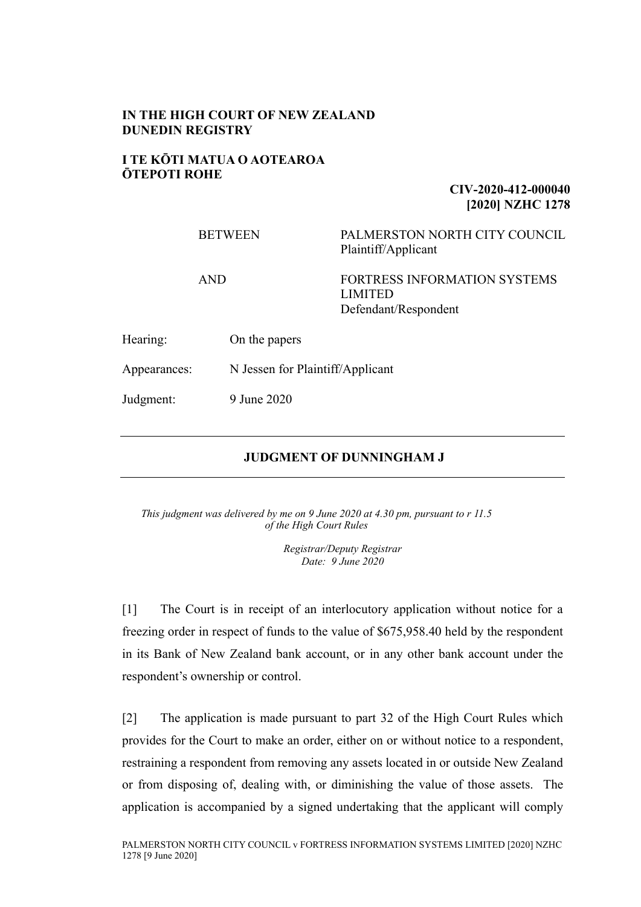**IN THE HIGH COURT OF NEW ZEALAND**
**DUNEDIN REGISTRY**

**I TE KŌTI MATUA O AOTEAROA**
**ŌTEPOTI ROHE**

**CIV-2020-412-000040**
**[2020] NZHC 1278**

| | |
|---|---|
| BETWEEN | PALMERSTON NORTH CITY COUNCIL<br>Plaintiff/Applicant |
| AND | FORTRESS INFORMATION SYSTEMS LIMITED<br>Defendant/Respondent |

| | |
|---|---|
| Hearing: | On the papers |
| Appearances: | N Jessen for Plaintiff/Applicant |
| Judgment: | 9 June 2020 |

---

## JUDGMENT OF DUNNINGHAM J

---

*This judgment was delivered by me on 9 June 2020 at 4.30 pm, pursuant to r 11.5 of the High Court Rules*

*Registrar/Deputy Registrar*
*Date: 9 June 2020*

[1] The Court is in receipt of an interlocutory application without notice for a freezing order in respect of funds to the value of $675,958.40 held by the respondent in its Bank of New Zealand bank account, or in any other bank account under the respondent's ownership or control.

[2] The application is made pursuant to part 32 of the High Court Rules which provides for the Court to make an order, either on or without notice to a respondent, restraining a respondent from removing any assets located in or outside New Zealand or from disposing of, dealing with, or diminishing the value of those assets. The application is accompanied by a signed undertaking that the applicant will comply

PALMERSTON NORTH CITY COUNCIL v FORTRESS INFORMATION SYSTEMS LIMITED [2020] NZHC 1278 [9 June 2020]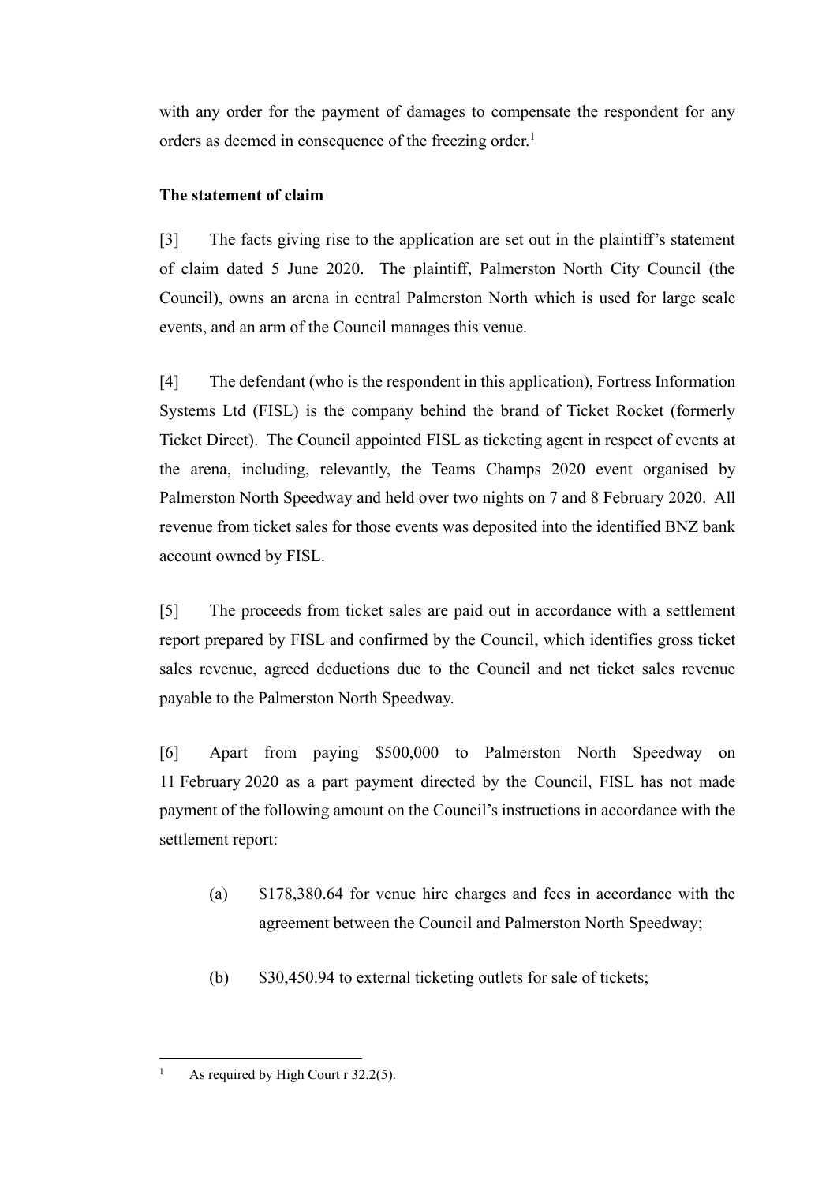with any order for the payment of damages to compensate the respondent for any orders as deemed in consequence of the freezing order.[1]

**The statement of claim**

[3] The facts giving rise to the application are set out in the plaintiff's statement of claim dated 5 June 2020. The plaintiff, Palmerston North City Council (the Council), owns an arena in central Palmerston North which is used for large scale events, and an arm of the Council manages this venue.

[4] The defendant (who is the respondent in this application), Fortress Information Systems Ltd (FISL) is the company behind the brand of Ticket Rocket (formerly Ticket Direct). The Council appointed FISL as ticketing agent in respect of events at the arena, including, relevantly, the Teams Champs 2020 event organised by Palmerston North Speedway and held over two nights on 7 and 8 February 2020. All revenue from ticket sales for those events was deposited into the identified BNZ bank account owned by FISL.

[5] The proceeds from ticket sales are paid out in accordance with a settlement report prepared by FISL and confirmed by the Council, which identifies gross ticket sales revenue, agreed deductions due to the Council and net ticket sales revenue payable to the Palmerston North Speedway.

[6] Apart from paying $500,000 to Palmerston North Speedway on 11 February 2020 as a part payment directed by the Council, FISL has not made payment of the following amount on the Council's instructions in accordance with the settlement report:

(a) $178,380.64 for venue hire charges and fees in accordance with the agreement between the Council and Palmerston North Speedway;

(b) $30,450.94 to external ticketing outlets for sale of tickets;

---

[1] As required by High Court r 32.2(5).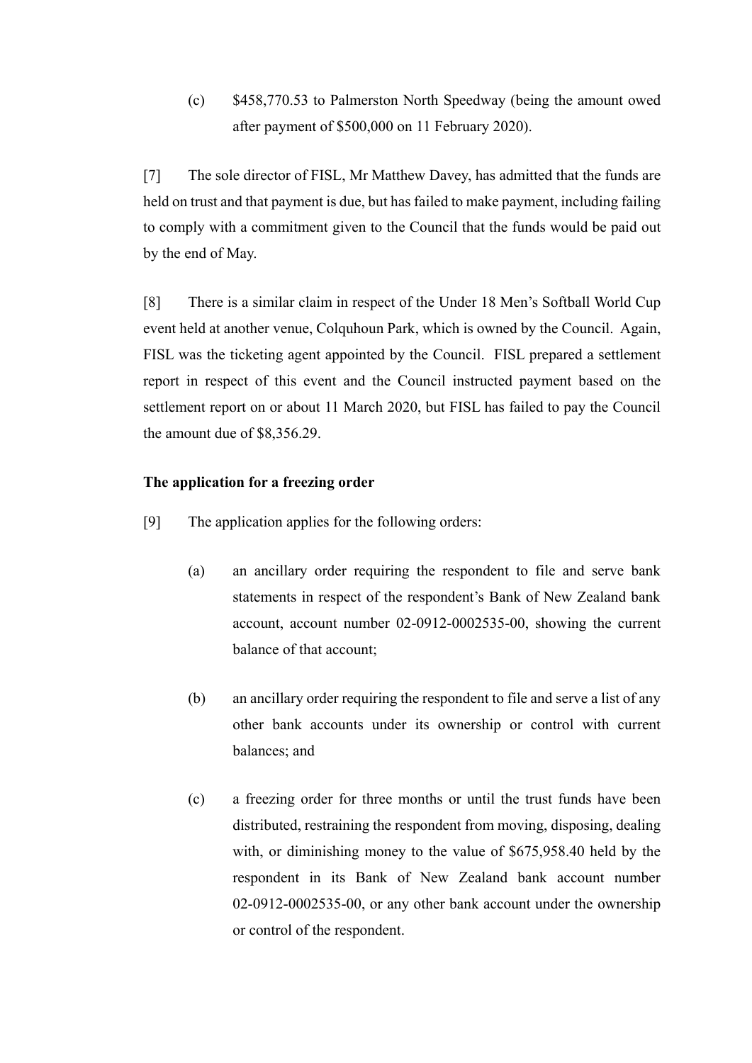(c) $458,770.53 to Palmerston North Speedway (being the amount owed after payment of $500,000 on 11 February 2020).

[7] The sole director of FISL, Mr Matthew Davey, has admitted that the funds are held on trust and that payment is due, but has failed to make payment, including failing to comply with a commitment given to the Council that the funds would be paid out by the end of May.

[8] There is a similar claim in respect of the Under 18 Men's Softball World Cup event held at another venue, Colquhoun Park, which is owned by the Council. Again, FISL was the ticketing agent appointed by the Council. FISL prepared a settlement report in respect of this event and the Council instructed payment based on the settlement report on or about 11 March 2020, but FISL has failed to pay the Council the amount due of $8,356.29.

**The application for a freezing order**

[9] The application applies for the following orders:

(a) an ancillary order requiring the respondent to file and serve bank statements in respect of the respondent's Bank of New Zealand bank account, account number 02-0912-0002535-00, showing the current balance of that account;

(b) an ancillary order requiring the respondent to file and serve a list of any other bank accounts under its ownership or control with current balances; and

(c) a freezing order for three months or until the trust funds have been distributed, restraining the respondent from moving, disposing, dealing with, or diminishing money to the value of $675,958.40 held by the respondent in its Bank of New Zealand bank account number 02-0912-0002535-00, or any other bank account under the ownership or control of the respondent.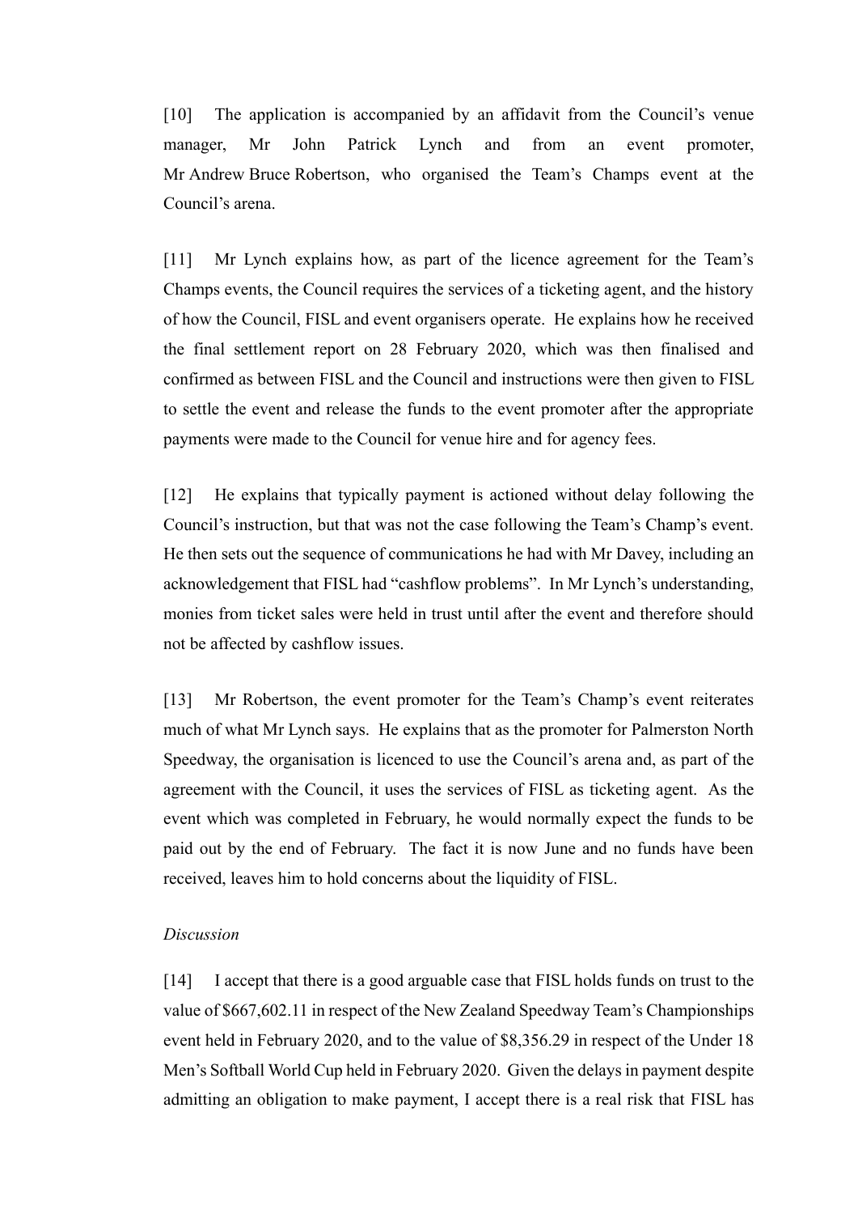[10] The application is accompanied by an affidavit from the Council's venue manager, Mr John Patrick Lynch and from an event promoter, Mr Andrew Bruce Robertson, who organised the Team's Champs event at the Council's arena.

[11] Mr Lynch explains how, as part of the licence agreement for the Team's Champs events, the Council requires the services of a ticketing agent, and the history of how the Council, FISL and event organisers operate. He explains how he received the final settlement report on 28 February 2020, which was then finalised and confirmed as between FISL and the Council and instructions were then given to FISL to settle the event and release the funds to the event promoter after the appropriate payments were made to the Council for venue hire and for agency fees.

[12] He explains that typically payment is actioned without delay following the Council's instruction, but that was not the case following the Team's Champ's event. He then sets out the sequence of communications he had with Mr Davey, including an acknowledgement that FISL had "cashflow problems". In Mr Lynch's understanding, monies from ticket sales were held in trust until after the event and therefore should not be affected by cashflow issues.

[13] Mr Robertson, the event promoter for the Team's Champ's event reiterates much of what Mr Lynch says. He explains that as the promoter for Palmerston North Speedway, the organisation is licenced to use the Council's arena and, as part of the agreement with the Council, it uses the services of FISL as ticketing agent. As the event which was completed in February, he would normally expect the funds to be paid out by the end of February. The fact it is now June and no funds have been received, leaves him to hold concerns about the liquidity of FISL.

*Discussion*

[14] I accept that there is a good arguable case that FISL holds funds on trust to the value of $667,602.11 in respect of the New Zealand Speedway Team's Championships event held in February 2020, and to the value of $8,356.29 in respect of the Under 18 Men's Softball World Cup held in February 2020. Given the delays in payment despite admitting an obligation to make payment, I accept there is a real risk that FISL has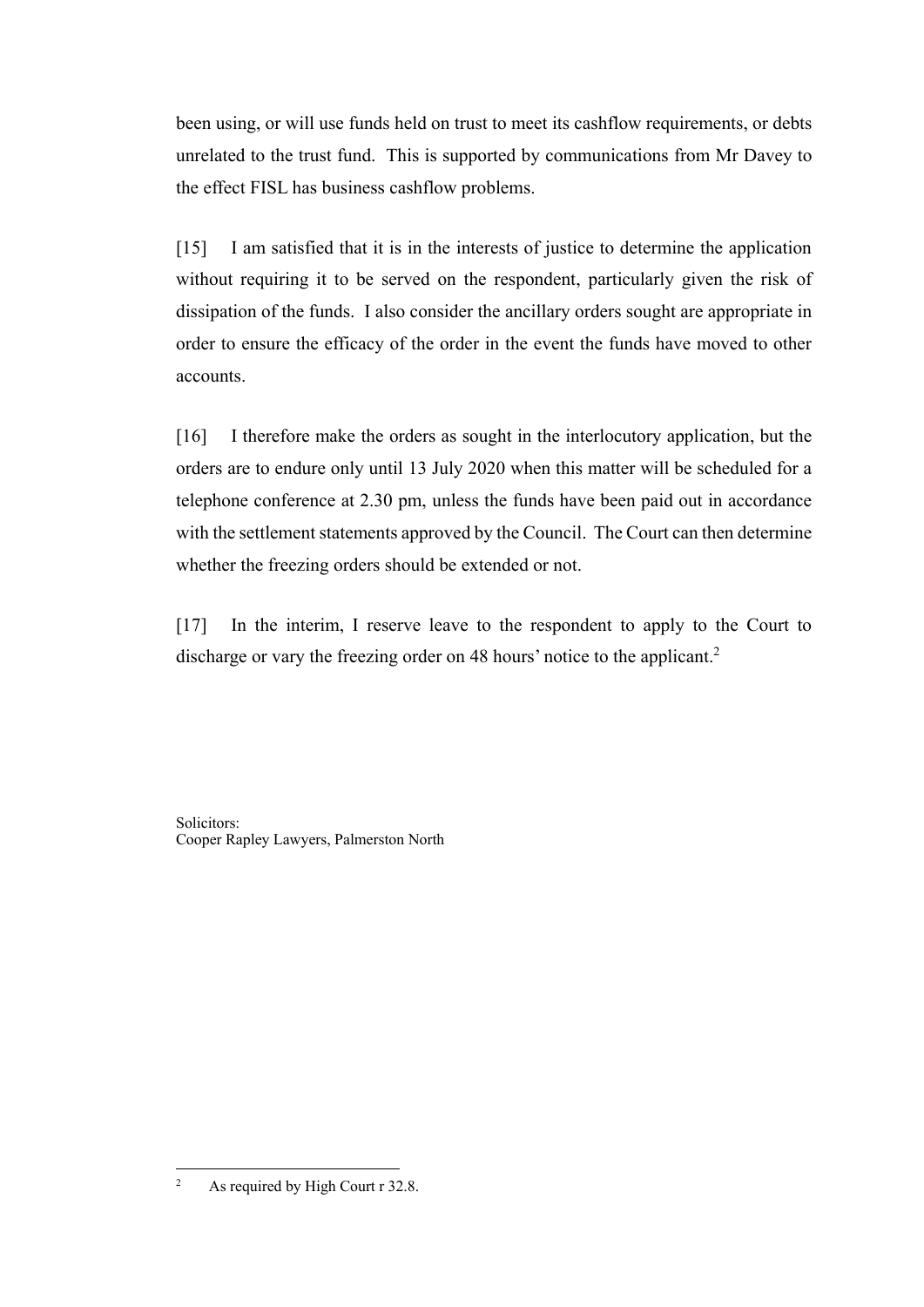been using, or will use funds held on trust to meet its cashflow requirements, or debts unrelated to the trust fund. This is supported by communications from Mr Davey to the effect FISL has business cashflow problems.

[15] I am satisfied that it is in the interests of justice to determine the application without requiring it to be served on the respondent, particularly given the risk of dissipation of the funds. I also consider the ancillary orders sought are appropriate in order to ensure the efficacy of the order in the event the funds have moved to other accounts.

[16] I therefore make the orders as sought in the interlocutory application, but the orders are to endure only until 13 July 2020 when this matter will be scheduled for a telephone conference at 2.30 pm, unless the funds have been paid out in accordance with the settlement statements approved by the Council. The Court can then determine whether the freezing orders should be extended or not.

[17] In the interim, I reserve leave to the respondent to apply to the Court to discharge or vary the freezing order on 48 hours' notice to the applicant.[2]

Solicitors:
Cooper Rapley Lawyers, Palmerston North

---

[2] As required by High Court r 32.8.